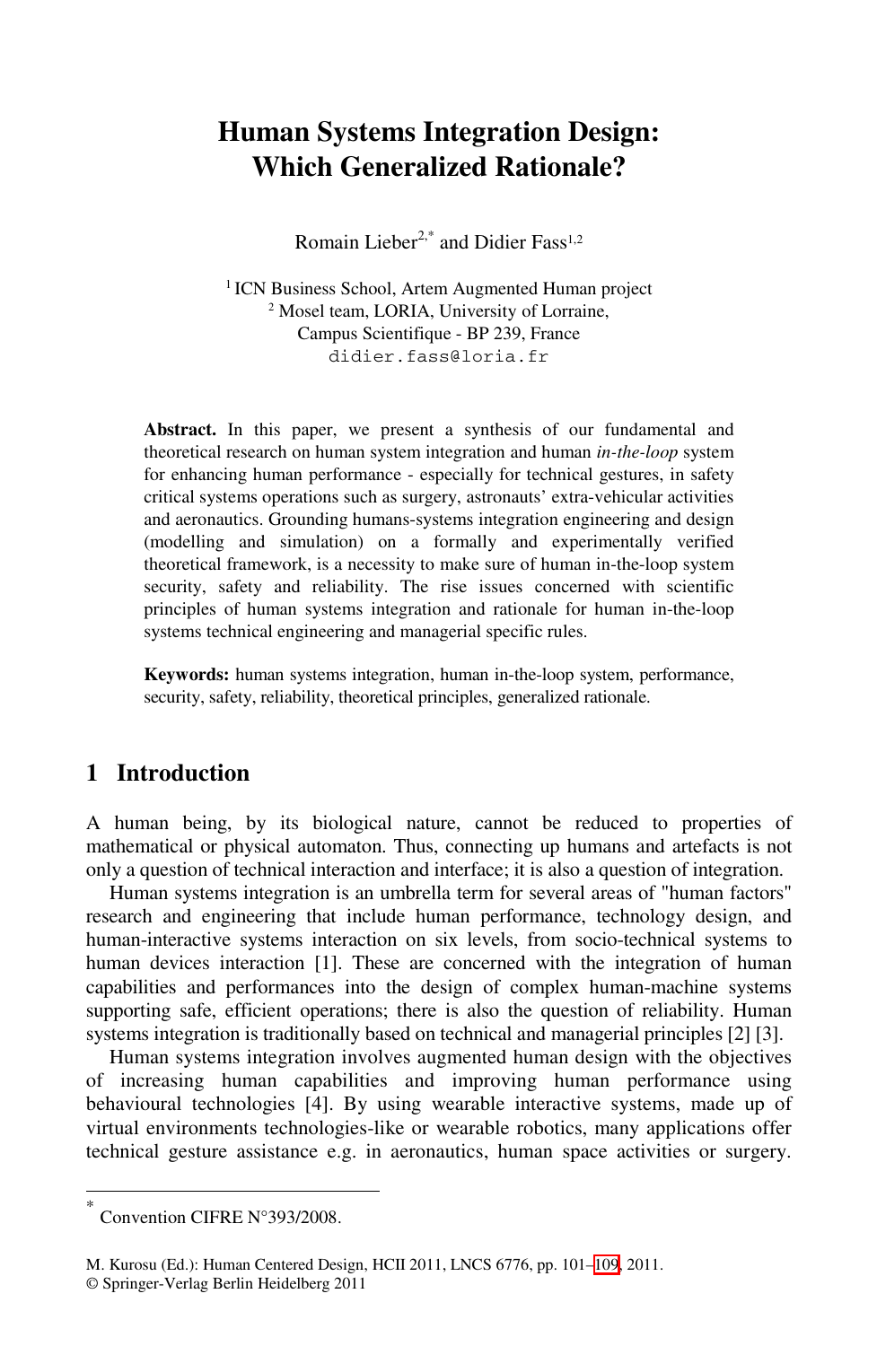# Human Systems Integration Design: Which Generalized Rationale?

Romain Lieber[2,*] and Didier Fass[1,2]

[1] ICN Business School, Artem Augmented Human project
[2] Mosel team, LORIA, University of Lorraine, Campus Scientifique - BP 239, France
didier.fass@loria.fr

**Abstract.** In this paper, we present a synthesis of our fundamental and theoretical research on human system integration and human *in-the-loop* system for enhancing human performance - especially for technical gestures, in safety critical systems operations such as surgery, astronauts' extra-vehicular activities and aeronautics. Grounding humans-systems integration engineering and design (modelling and simulation) on a formally and experimentally verified theoretical framework, is a necessity to make sure of human in-the-loop system security, safety and reliability. The rise issues concerned with scientific principles of human systems integration and rationale for human in-the-loop systems technical engineering and managerial specific rules.

**Keywords:** human systems integration, human in-the-loop system, performance, security, safety, reliability, theoretical principles, generalized rationale.

## 1 Introduction

A human being, by its biological nature, cannot be reduced to properties of mathematical or physical automaton. Thus, connecting up humans and artefacts is not only a question of technical interaction and interface; it is also a question of integration.

Human systems integration is an umbrella term for several areas of "human factors" research and engineering that include human performance, technology design, and human-interactive systems interaction on six levels, from socio-technical systems to human devices interaction [1]. These are concerned with the integration of human capabilities and performances into the design of complex human-machine systems supporting safe, efficient operations; there is also the question of reliability. Human systems integration is traditionally based on technical and managerial principles [2] [3].

Human systems integration involves augmented human design with the objectives of increasing human capabilities and improving human performance using behavioural technologies [4]. By using wearable interactive systems, made up of virtual environments technologies-like or wearable robotics, many applications offer technical gesture assistance e.g. in aeronautics, human space activities or surgery.

---

[*] Convention CIFRE N°393/2008.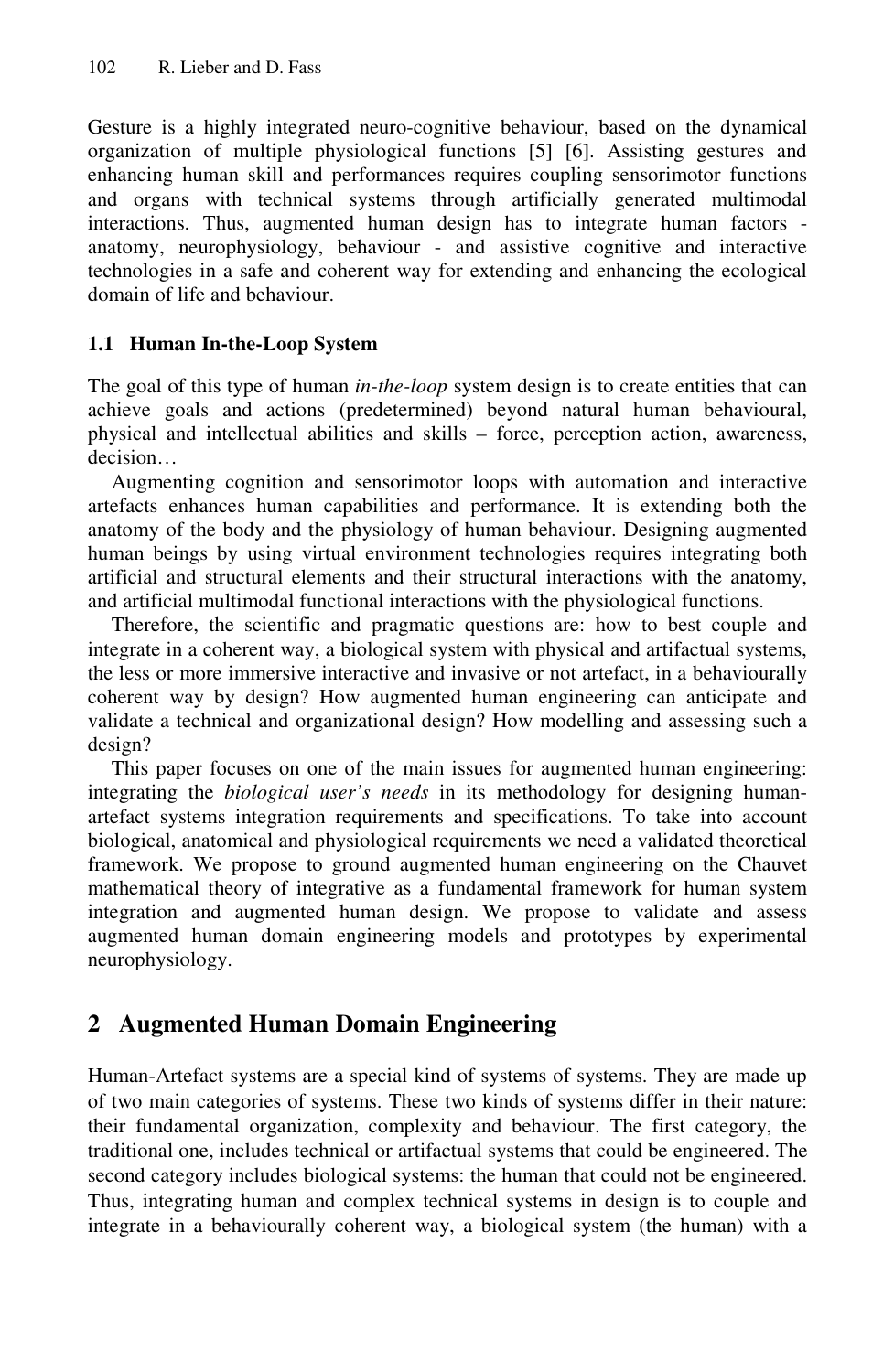Gesture is a highly integrated neuro-cognitive behaviour, based on the dynamical organization of multiple physiological functions [5] [6]. Assisting gestures and enhancing human skill and performances requires coupling sensorimotor functions and organs with technical systems through artificially generated multimodal interactions. Thus, augmented human design has to integrate human factors - anatomy, neurophysiology, behaviour - and assistive cognitive and interactive technologies in a safe and coherent way for extending and enhancing the ecological domain of life and behaviour.

### 1.1 Human In-the-Loop System

The goal of this type of human *in-the-loop* system design is to create entities that can achieve goals and actions (predetermined) beyond natural human behavioural, physical and intellectual abilities and skills – force, perception action, awareness, decision…

Augmenting cognition and sensorimotor loops with automation and interactive artefacts enhances human capabilities and performance. It is extending both the anatomy of the body and the physiology of human behaviour. Designing augmented human beings by using virtual environment technologies requires integrating both artificial and structural elements and their structural interactions with the anatomy, and artificial multimodal functional interactions with the physiological functions.

Therefore, the scientific and pragmatic questions are: how to best couple and integrate in a coherent way, a biological system with physical and artifactual systems, the less or more immersive interactive and invasive or not artefact, in a behaviourally coherent way by design? How augmented human engineering can anticipate and validate a technical and organizational design? How modelling and assessing such a design?

This paper focuses on one of the main issues for augmented human engineering: integrating the *biological user's needs* in its methodology for designing human-artefact systems integration requirements and specifications. To take into account biological, anatomical and physiological requirements we need a validated theoretical framework. We propose to ground augmented human engineering on the Chauvet mathematical theory of integrative as a fundamental framework for human system integration and augmented human design. We propose to validate and assess augmented human domain engineering models and prototypes by experimental neurophysiology.

## 2 Augmented Human Domain Engineering

Human-Artefact systems are a special kind of systems of systems. They are made up of two main categories of systems. These two kinds of systems differ in their nature: their fundamental organization, complexity and behaviour. The first category, the traditional one, includes technical or artifactual systems that could be engineered. The second category includes biological systems: the human that could not be engineered. Thus, integrating human and complex technical systems in design is to couple and integrate in a behaviourally coherent way, a biological system (the human) with a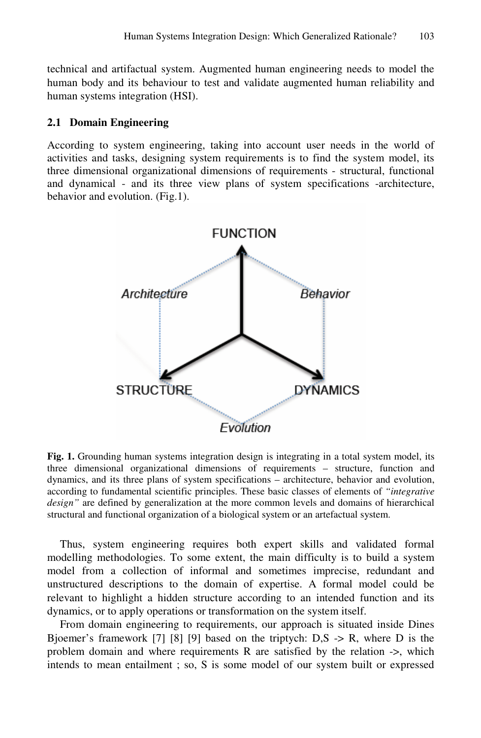technical and artifactual system. Augmented human engineering needs to model the human body and its behaviour to test and validate augmented human reliability and human systems integration (HSI).

### 2.1 Domain Engineering

According to system engineering, taking into account user needs in the world of activities and tasks, designing system requirements is to find the system model, its three dimensional organizational dimensions of requirements - structural, functional and dynamical - and its three view plans of system specifications -architecture, behavior and evolution. (Fig.1).

**Fig. 1.** Grounding human systems integration design is integrating in a total system model, its three dimensional organizational dimensions of requirements – structure, function and dynamics, and its three plans of system specifications – architecture, behavior and evolution, according to fundamental scientific principles. These basic classes of elements of *"integrative design"* are defined by generalization at the more common levels and domains of hierarchical structural and functional organization of a biological system or an artefactual system.

Thus, system engineering requires both expert skills and validated formal modelling methodologies. To some extent, the main difficulty is to build a system model from a collection of informal and sometimes imprecise, redundant and unstructured descriptions to the domain of expertise. A formal model could be relevant to highlight a hidden structure according to an intended function and its dynamics, or to apply operations or transformation on the system itself.

From domain engineering to requirements, our approach is situated inside Dines Bjoemer's framework [7] [8] [9] based on the triptych: D,S -> R, where D is the problem domain and where requirements R are satisfied by the relation ->, which intends to mean entailment ; so, S is some model of our system built or expressed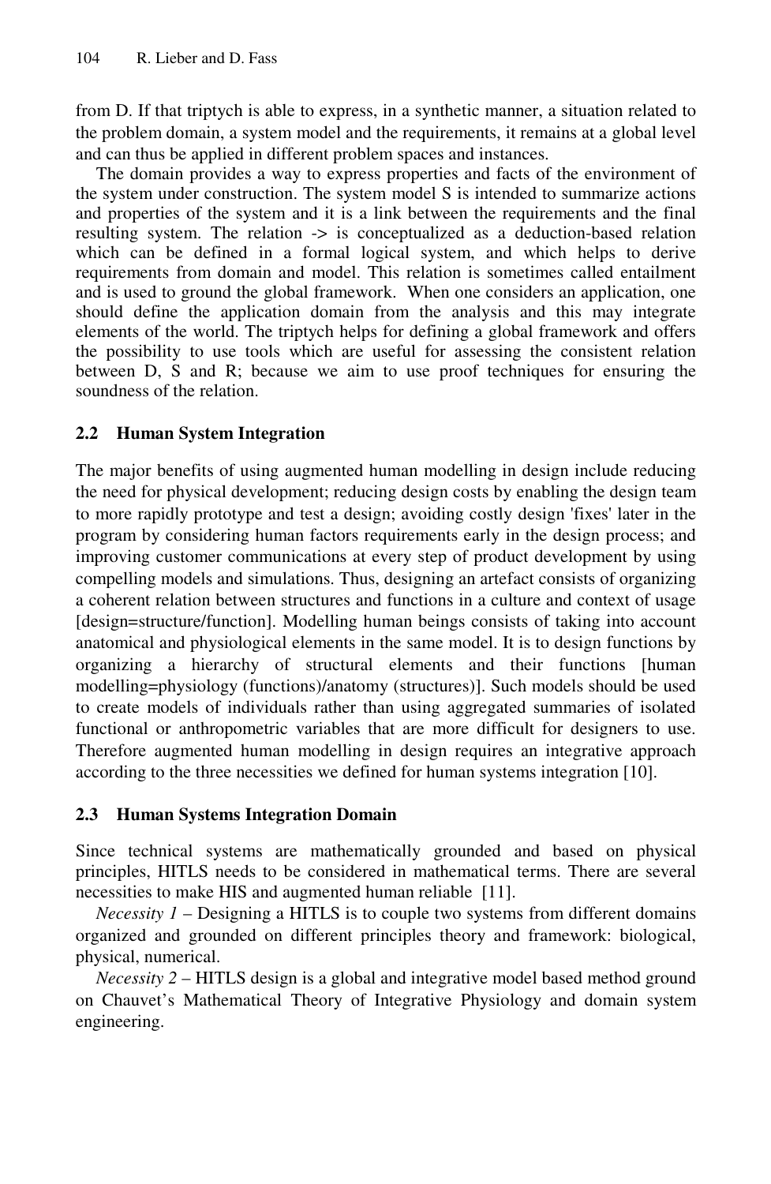from D. If that triptych is able to express, in a synthetic manner, a situation related to the problem domain, a system model and the requirements, it remains at a global level and can thus be applied in different problem spaces and instances.

The domain provides a way to express properties and facts of the environment of the system under construction. The system model S is intended to summarize actions and properties of the system and it is a link between the requirements and the final resulting system. The relation -> is conceptualized as a deduction-based relation which can be defined in a formal logical system, and which helps to derive requirements from domain and model. This relation is sometimes called entailment and is used to ground the global framework. When one considers an application, one should define the application domain from the analysis and this may integrate elements of the world. The triptych helps for defining a global framework and offers the possibility to use tools which are useful for assessing the consistent relation between D, S and R; because we aim to use proof techniques for ensuring the soundness of the relation.

### 2.2 Human System Integration

The major benefits of using augmented human modelling in design include reducing the need for physical development; reducing design costs by enabling the design team to more rapidly prototype and test a design; avoiding costly design 'fixes' later in the program by considering human factors requirements early in the design process; and improving customer communications at every step of product development by using compelling models and simulations. Thus, designing an artefact consists of organizing a coherent relation between structures and functions in a culture and context of usage [design=structure/function]. Modelling human beings consists of taking into account anatomical and physiological elements in the same model. It is to design functions by organizing a hierarchy of structural elements and their functions [human modelling=physiology (functions)/anatomy (structures)]. Such models should be used to create models of individuals rather than using aggregated summaries of isolated functional or anthropometric variables that are more difficult for designers to use. Therefore augmented human modelling in design requires an integrative approach according to the three necessities we defined for human systems integration [10].

### 2.3 Human Systems Integration Domain

Since technical systems are mathematically grounded and based on physical principles, HITLS needs to be considered in mathematical terms. There are several necessities to make HIS and augmented human reliable [11].

*Necessity 1* – Designing a HITLS is to couple two systems from different domains organized and grounded on different principles theory and framework: biological, physical, numerical.

*Necessity 2* – HITLS design is a global and integrative model based method ground on Chauvet's Mathematical Theory of Integrative Physiology and domain system engineering.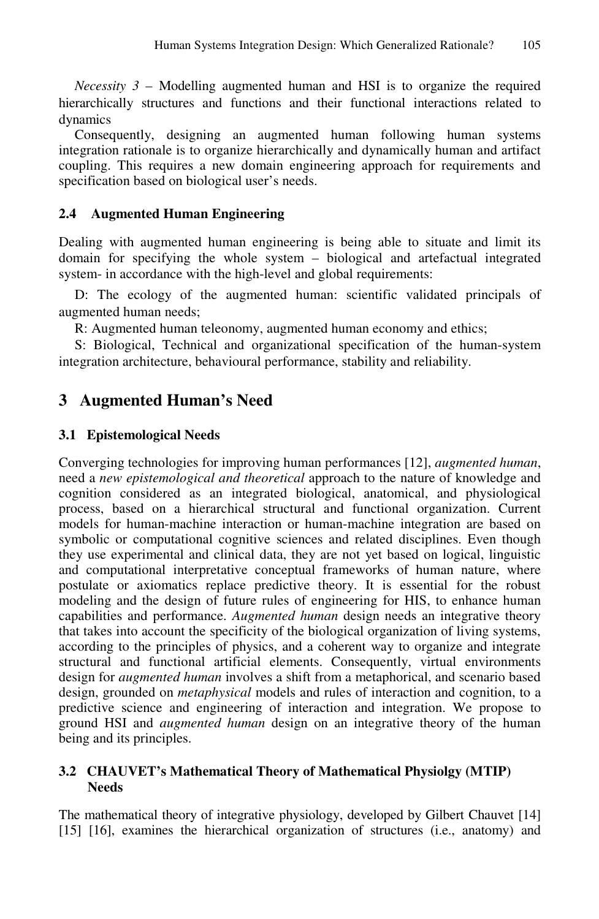*Necessity 3* – Modelling augmented human and HSI is to organize the required hierarchically structures and functions and their functional interactions related to dynamics

Consequently, designing an augmented human following human systems integration rationale is to organize hierarchically and dynamically human and artifact coupling. This requires a new domain engineering approach for requirements and specification based on biological user's needs.

### 2.4 Augmented Human Engineering

Dealing with augmented human engineering is being able to situate and limit its domain for specifying the whole system – biological and artefactual integrated system- in accordance with the high-level and global requirements:

D: The ecology of the augmented human: scientific validated principals of augmented human needs;

R: Augmented human teleonomy, augmented human economy and ethics;

S: Biological, Technical and organizational specification of the human-system integration architecture, behavioural performance, stability and reliability.

## 3 Augmented Human's Need

### 3.1 Epistemological Needs

Converging technologies for improving human performances [12], *augmented human*, need a *new epistemological and theoretical* approach to the nature of knowledge and cognition considered as an integrated biological, anatomical, and physiological process, based on a hierarchical structural and functional organization. Current models for human-machine interaction or human-machine integration are based on symbolic or computational cognitive sciences and related disciplines. Even though they use experimental and clinical data, they are not yet based on logical, linguistic and computational interpretative conceptual frameworks of human nature, where postulate or axiomatics replace predictive theory. It is essential for the robust modeling and the design of future rules of engineering for HIS, to enhance human capabilities and performance. *Augmented human* design needs an integrative theory that takes into account the specificity of the biological organization of living systems, according to the principles of physics, and a coherent way to organize and integrate structural and functional artificial elements. Consequently, virtual environments design for *augmented human* involves a shift from a metaphorical, and scenario based design, grounded on *metaphysical* models and rules of interaction and cognition, to a predictive science and engineering of interaction and integration. We propose to ground HSI and *augmented human* design on an integrative theory of the human being and its principles.

### 3.2 CHAUVET's Mathematical Theory of Mathematical Physiolgy (MTIP) Needs

The mathematical theory of integrative physiology, developed by Gilbert Chauvet [14] [15] [16], examines the hierarchical organization of structures (i.e., anatomy) and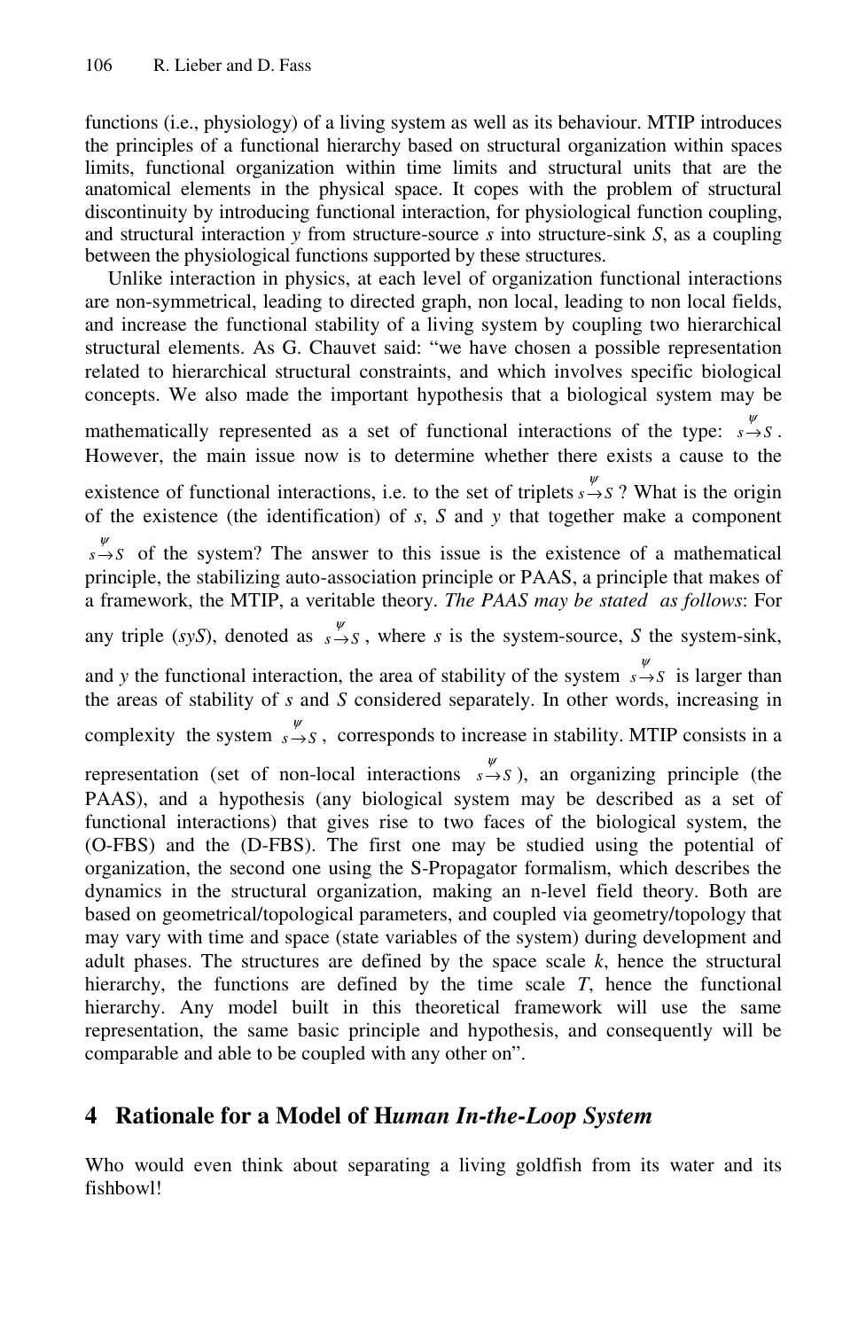functions (i.e., physiology) of a living system as well as its behaviour. MTIP introduces the principles of a functional hierarchy based on structural organization within spaces limits, functional organization within time limits and structural units that are the anatomical elements in the physical space. It copes with the problem of structural discontinuity by introducing functional interaction, for physiological function coupling, and structural interaction *y* from structure-source *s* into structure-sink *S*, as a coupling between the physiological functions supported by these structures.

Unlike interaction in physics, at each level of organization functional interactions are non-symmetrical, leading to directed graph, non local, leading to non local fields, and increase the functional stability of a living system by coupling two hierarchical structural elements. As G. Chauvet said: "we have chosen a possible representation related to hierarchical structural constraints, and which involves specific biological concepts. We also made the important hypothesis that a biological system may be mathematically represented as a set of functional interactions of the type: $s \overset{\psi}{\rightarrow} S$. However, the main issue now is to determine whether there exists a cause to the existence of functional interactions, i.e. to the set of triplets $s \overset{\psi}{\rightarrow} S$ ? What is the origin of the existence (the identification) of *s*, *S* and *y* that together make a component $s \overset{\psi}{\rightarrow} S$ of the system? The answer to this issue is the existence of a mathematical principle, the stabilizing auto-association principle or PAAS, a principle that makes of a framework, the MTIP, a veritable theory. *The PAAS may be stated as follows*: For any triple (*syS*), denoted as $s \overset{\psi}{\rightarrow} S$, where *s* is the system-source, *S* the system-sink, and *y* the functional interaction, the area of stability of the system $s \overset{\psi}{\rightarrow} S$ is larger than the areas of stability of *s* and *S* considered separately. In other words, increasing in complexity the system $s \overset{\psi}{\rightarrow} S$, corresponds to increase in stability. MTIP consists in a representation (set of non-local interactions $s \overset{\psi}{\rightarrow} S$), an organizing principle (the PAAS), and a hypothesis (any biological system may be described as a set of functional interactions) that gives rise to two faces of the biological system, the (O-FBS) and the (D-FBS). The first one may be studied using the potential of organization, the second one using the S-Propagator formalism, which describes the dynamics in the structural organization, making an n-level field theory. Both are based on geometrical/topological parameters, and coupled via geometry/topology that may vary with time and space (state variables of the system) during development and adult phases. The structures are defined by the space scale *k*, hence the structural hierarchy, the functions are defined by the time scale *T*, hence the functional hierarchy. Any model built in this theoretical framework will use the same representation, the same basic principle and hypothesis, and consequently will be comparable and able to be coupled with any other on".

## 4 Rationale for a Model of H*uman In-the-Loop System*

Who would even think about separating a living goldfish from its water and its fishbowl!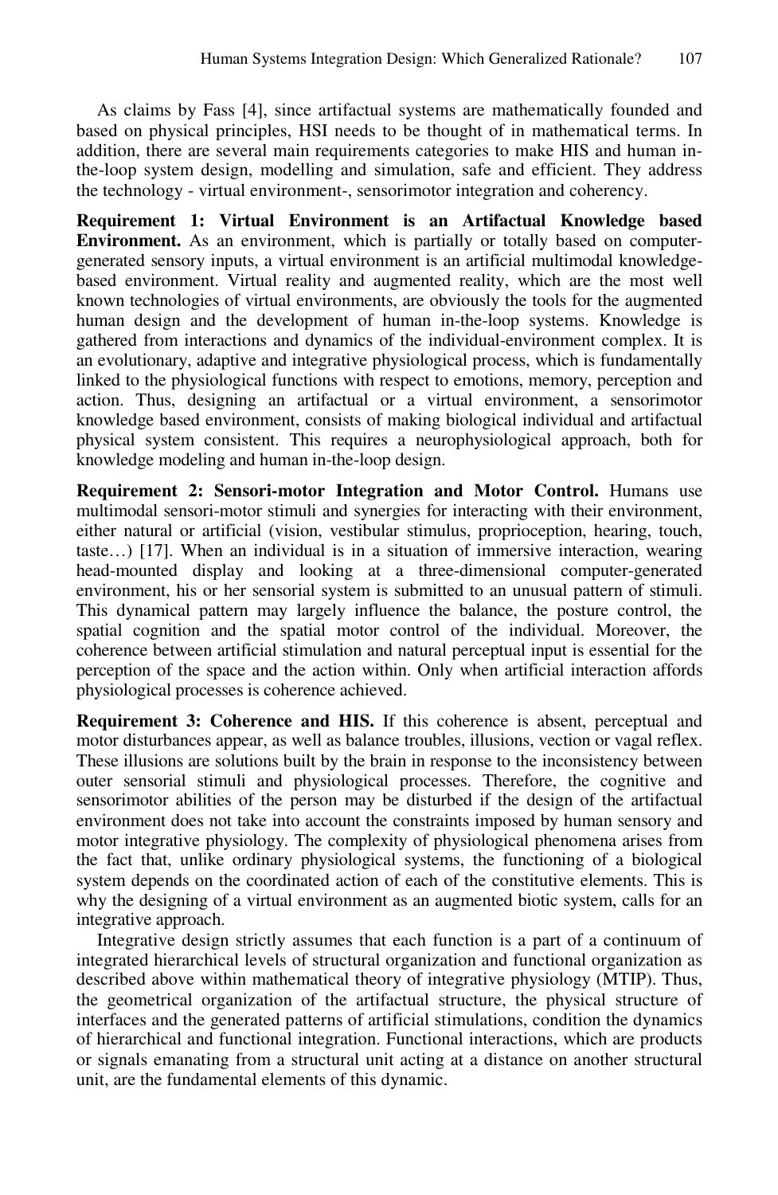As claims by Fass [4], since artifactual systems are mathematically founded and based on physical principles, HSI needs to be thought of in mathematical terms. In addition, there are several main requirements categories to make HIS and human in-the-loop system design, modelling and simulation, safe and efficient. They address the technology - virtual environment-, sensorimotor integration and coherency.

**Requirement 1: Virtual Environment is an Artifactual Knowledge based Environment.** As an environment, which is partially or totally based on computer-generated sensory inputs, a virtual environment is an artificial multimodal knowledge-based environment. Virtual reality and augmented reality, which are the most well known technologies of virtual environments, are obviously the tools for the augmented human design and the development of human in-the-loop systems. Knowledge is gathered from interactions and dynamics of the individual-environment complex. It is an evolutionary, adaptive and integrative physiological process, which is fundamentally linked to the physiological functions with respect to emotions, memory, perception and action. Thus, designing an artifactual or a virtual environment, a sensorimotor knowledge based environment, consists of making biological individual and artifactual physical system consistent. This requires a neurophysiological approach, both for knowledge modeling and human in-the-loop design.

**Requirement 2: Sensori-motor Integration and Motor Control.** Humans use multimodal sensori-motor stimuli and synergies for interacting with their environment, either natural or artificial (vision, vestibular stimulus, proprioception, hearing, touch, taste…) [17]. When an individual is in a situation of immersive interaction, wearing head-mounted display and looking at a three-dimensional computer-generated environment, his or her sensorial system is submitted to an unusual pattern of stimuli. This dynamical pattern may largely influence the balance, the posture control, the spatial cognition and the spatial motor control of the individual. Moreover, the coherence between artificial stimulation and natural perceptual input is essential for the perception of the space and the action within. Only when artificial interaction affords physiological processes is coherence achieved.

**Requirement 3: Coherence and HIS.** If this coherence is absent, perceptual and motor disturbances appear, as well as balance troubles, illusions, vection or vagal reflex. These illusions are solutions built by the brain in response to the inconsistency between outer sensorial stimuli and physiological processes. Therefore, the cognitive and sensorimotor abilities of the person may be disturbed if the design of the artifactual environment does not take into account the constraints imposed by human sensory and motor integrative physiology. The complexity of physiological phenomena arises from the fact that, unlike ordinary physiological systems, the functioning of a biological system depends on the coordinated action of each of the constitutive elements. This is why the designing of a virtual environment as an augmented biotic system, calls for an integrative approach.

Integrative design strictly assumes that each function is a part of a continuum of integrated hierarchical levels of structural organization and functional organization as described above within mathematical theory of integrative physiology (MTIP). Thus, the geometrical organization of the artifactual structure, the physical structure of interfaces and the generated patterns of artificial stimulations, condition the dynamics of hierarchical and functional integration. Functional interactions, which are products or signals emanating from a structural unit acting at a distance on another structural unit, are the fundamental elements of this dynamic.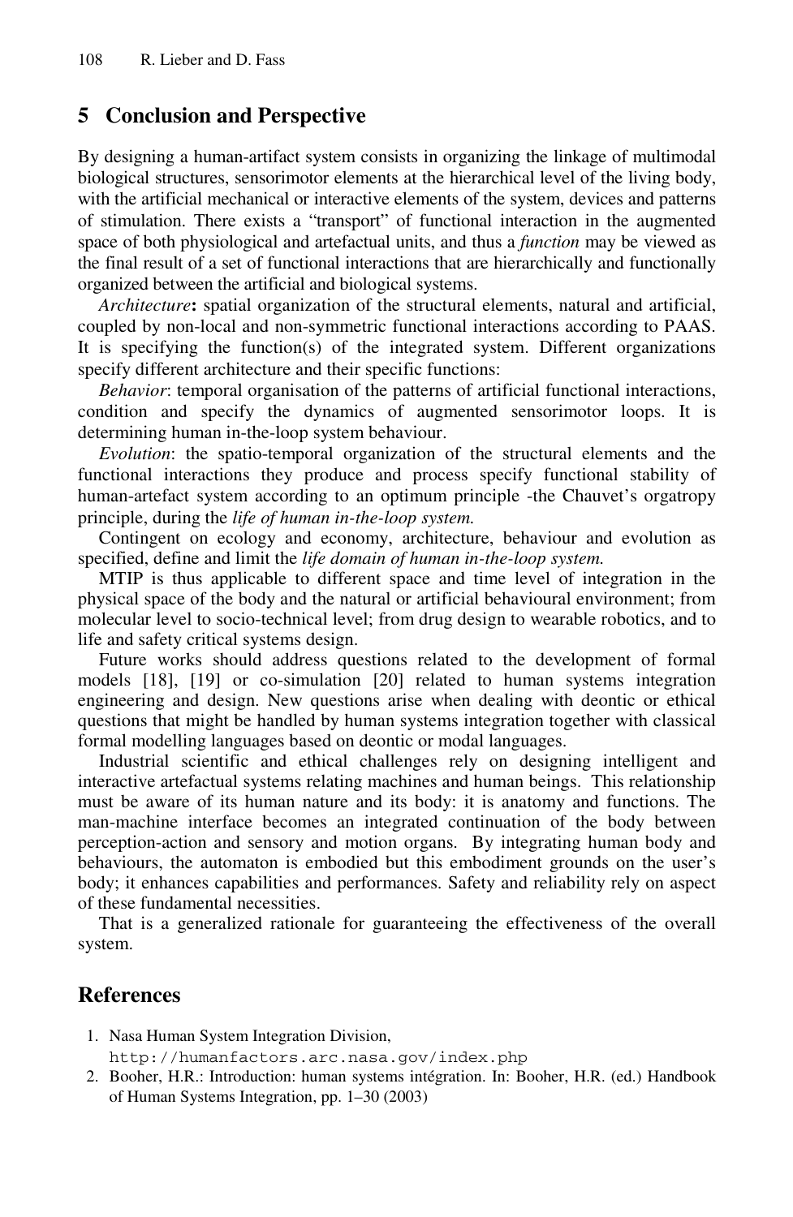## 5 Conclusion and Perspective

By designing a human-artifact system consists in organizing the linkage of multimodal biological structures, sensorimotor elements at the hierarchical level of the living body, with the artificial mechanical or interactive elements of the system, devices and patterns of stimulation. There exists a "transport" of functional interaction in the augmented space of both physiological and artefactual units, and thus a *function* may be viewed as the final result of a set of functional interactions that are hierarchically and functionally organized between the artificial and biological systems.

*Architecture***:** spatial organization of the structural elements, natural and artificial, coupled by non-local and non-symmetric functional interactions according to PAAS. It is specifying the function(s) of the integrated system. Different organizations specify different architecture and their specific functions:

*Behavior*: temporal organisation of the patterns of artificial functional interactions, condition and specify the dynamics of augmented sensorimotor loops. It is determining human in-the-loop system behaviour.

*Evolution*: the spatio-temporal organization of the structural elements and the functional interactions they produce and process specify functional stability of human-artefact system according to an optimum principle -the Chauvet's orgatropy principle, during the *life of human in-the-loop system.*

Contingent on ecology and economy, architecture, behaviour and evolution as specified, define and limit the *life domain of human in-the-loop system.*

MTIP is thus applicable to different space and time level of integration in the physical space of the body and the natural or artificial behavioural environment; from molecular level to socio-technical level; from drug design to wearable robotics, and to life and safety critical systems design.

Future works should address questions related to the development of formal models [18], [19] or co-simulation [20] related to human systems integration engineering and design. New questions arise when dealing with deontic or ethical questions that might be handled by human systems integration together with classical formal modelling languages based on deontic or modal languages.

Industrial scientific and ethical challenges rely on designing intelligent and interactive artefactual systems relating machines and human beings. This relationship must be aware of its human nature and its body: it is anatomy and functions. The man-machine interface becomes an integrated continuation of the body between perception-action and sensory and motion organs. By integrating human body and behaviours, the automaton is embodied but this embodiment grounds on the user's body; it enhances capabilities and performances. Safety and reliability rely on aspect of these fundamental necessities.

That is a generalized rationale for guaranteeing the effectiveness of the overall system.

## References

1. Nasa Human System Integration Division, http://humanfactors.arc.nasa.gov/index.php
2. Booher, H.R.: Introduction: human systems intégration. In: Booher, H.R. (ed.) Handbook of Human Systems Integration, pp. 1–30 (2003)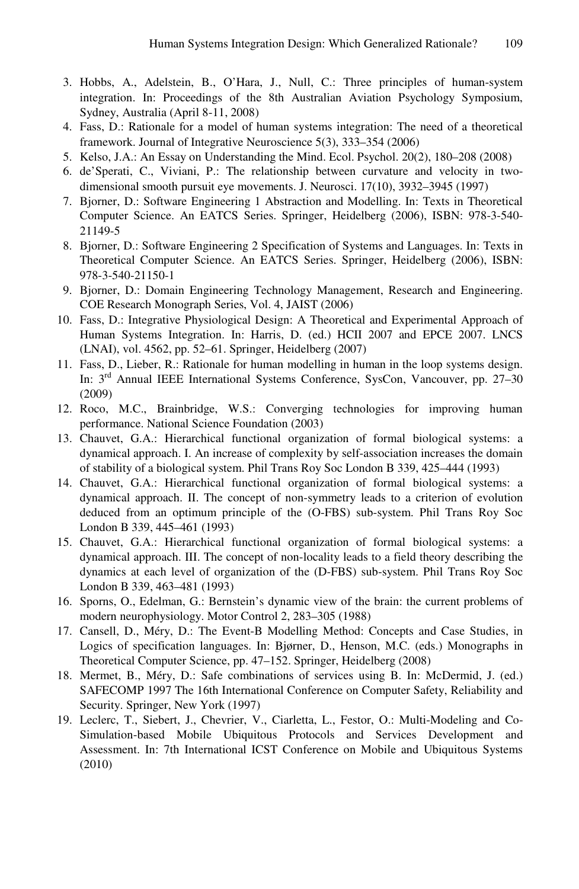3. Hobbs, A., Adelstein, B., O'Hara, J., Null, C.: Three principles of human-system integration. In: Proceedings of the 8th Australian Aviation Psychology Symposium, Sydney, Australia (April 8-11, 2008)
4. Fass, D.: Rationale for a model of human systems integration: The need of a theoretical framework. Journal of Integrative Neuroscience 5(3), 333–354 (2006)
5. Kelso, J.A.: An Essay on Understanding the Mind. Ecol. Psychol. 20(2), 180–208 (2008)
6. de'Sperati, C., Viviani, P.: The relationship between curvature and velocity in two-dimensional smooth pursuit eye movements. J. Neurosci. 17(10), 3932–3945 (1997)
7. Bjorner, D.: Software Engineering 1 Abstraction and Modelling. In: Texts in Theoretical Computer Science. An EATCS Series. Springer, Heidelberg (2006), ISBN: 978-3-540-21149-5
8. Bjorner, D.: Software Engineering 2 Specification of Systems and Languages. In: Texts in Theoretical Computer Science. An EATCS Series. Springer, Heidelberg (2006), ISBN: 978-3-540-21150-1
9. Bjorner, D.: Domain Engineering Technology Management, Research and Engineering. COE Research Monograph Series, Vol. 4, JAIST (2006)
10. Fass, D.: Integrative Physiological Design: A Theoretical and Experimental Approach of Human Systems Integration. In: Harris, D. (ed.) HCII 2007 and EPCE 2007. LNCS (LNAI), vol. 4562, pp. 52–61. Springer, Heidelberg (2007)
11. Fass, D., Lieber, R.: Rationale for human modelling in human in the loop systems design. In: 3rd Annual IEEE International Systems Conference, SysCon, Vancouver, pp. 27–30 (2009)
12. Roco, M.C., Brainbridge, W.S.: Converging technologies for improving human performance. National Science Foundation (2003)
13. Chauvet, G.A.: Hierarchical functional organization of formal biological systems: a dynamical approach. I. An increase of complexity by self-association increases the domain of stability of a biological system. Phil Trans Roy Soc London B 339, 425–444 (1993)
14. Chauvet, G.A.: Hierarchical functional organization of formal biological systems: a dynamical approach. II. The concept of non-symmetry leads to a criterion of evolution deduced from an optimum principle of the (O-FBS) sub-system. Phil Trans Roy Soc London B 339, 445–461 (1993)
15. Chauvet, G.A.: Hierarchical functional organization of formal biological systems: a dynamical approach. III. The concept of non-locality leads to a field theory describing the dynamics at each level of organization of the (D-FBS) sub-system. Phil Trans Roy Soc London B 339, 463–481 (1993)
16. Sporns, O., Edelman, G.: Bernstein's dynamic view of the brain: the current problems of modern neurophysiology. Motor Control 2, 283–305 (1988)
17. Cansell, D., Méry, D.: The Event-B Modelling Method: Concepts and Case Studies, in Logics of specification languages. In: Bjørner, D., Henson, M.C. (eds.) Monographs in Theoretical Computer Science, pp. 47–152. Springer, Heidelberg (2008)
18. Mermet, B., Méry, D.: Safe combinations of services using B. In: McDermid, J. (ed.) SAFECOMP 1997 The 16th International Conference on Computer Safety, Reliability and Security. Springer, New York (1997)
19. Leclerc, T., Siebert, J., Chevrier, V., Ciarletta, L., Festor, O.: Multi-Modeling and Co-Simulation-based Mobile Ubiquitous Protocols and Services Development and Assessment. In: 7th International ICST Conference on Mobile and Ubiquitous Systems (2010)